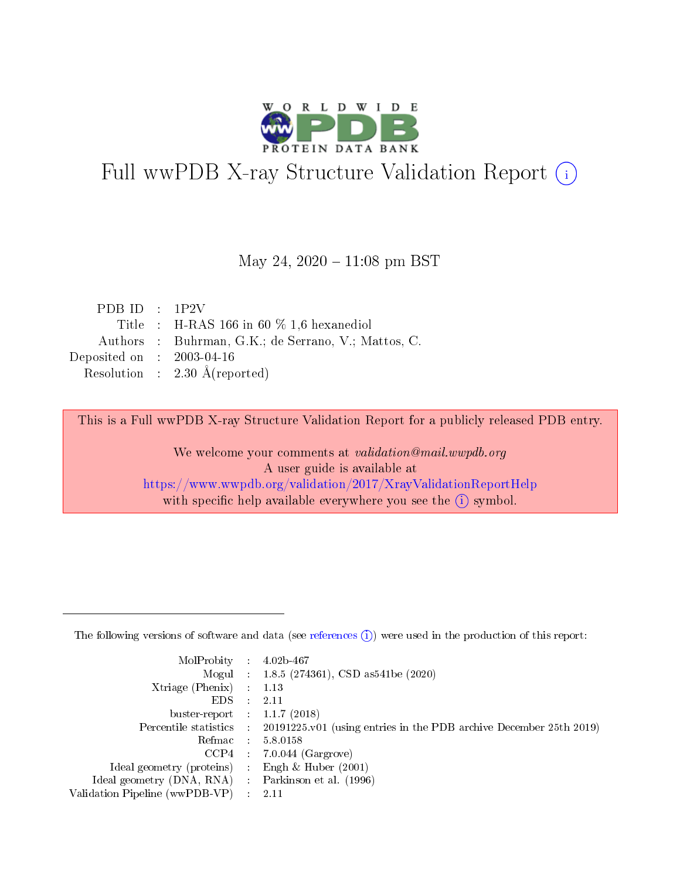# Full wwPDB X-ray Structure Validation Report (i)

May 24, 2020 – 11:08 pm BST

| | | |
|---|---|---|
| PDB ID | : | 1P2V |
| Title | : | H-RAS 166 in 60 % 1,6 hexanediol |
| Authors | : | Buhrman, G.K.; de Serrano, V.; Mattos, C. |
| Deposited on | : | 2003-04-16 |
| Resolution | : | 2.30 Å(reported) |

This is a Full wwPDB X-ray Structure Validation Report for a publicly released PDB entry.

We welcome your comments at *validation@mail.wwpdb.org*
A user guide is available at
https://www.wwpdb.org/validation/2017/XrayValidationReportHelp
with specific help available everywhere you see the (i) symbol.

The following versions of software and data (see references (i)) were used in the production of this report:

| | | |
|---|---|---|
| MolProbity | : | 4.02b-467 |
| Mogul | : | 1.8.5 (274361), CSD as541be (2020) |
| Xtriage (Phenix) | : | 1.13 |
| EDS | : | 2.11 |
| buster-report | : | 1.1.7 (2018) |
| Percentile statistics | : | 20191225.v01 (using entries in the PDB archive December 25th 2019) |
| Refmac | : | 5.8.0158 |
| CCP4 | : | 7.0.044 (Gargrove) |
| Ideal geometry (proteins) | : | Engh & Huber (2001) |
| Ideal geometry (DNA, RNA) | : | Parkinson et al. (1996) |
| Validation Pipeline (wwPDB-VP) | : | 2.11 |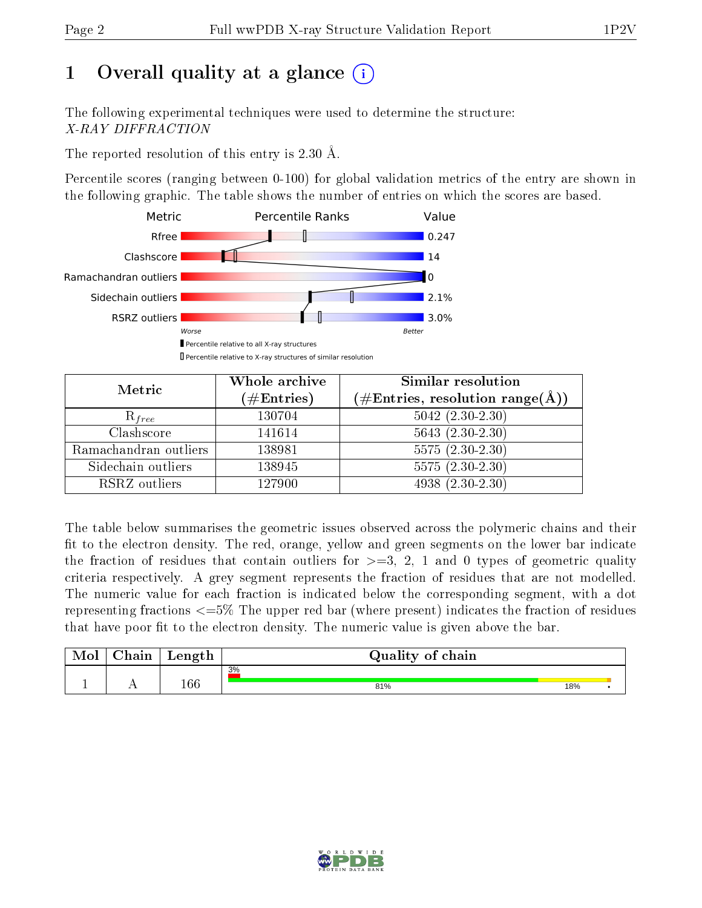# 1 Overall quality at a glance

The following experimental techniques were used to determine the structure:
*X-RAY DIFFRACTION*

The reported resolution of this entry is 2.30 Å.

Percentile scores (ranging between 0-100) for global validation metrics of the entry are shown in the following graphic. The table shows the number of entries on which the scores are based.

| Metric | Value |
|---|---|
| Rfree | 0.247 |
| Clashscore | 14 |
| Ramachandran outliers | 0 |
| Sidechain outliers | 2.1% |
| RSRZ outliers | 3.0% |

Worse — Better

▮ Percentile relative to all X-ray structures
▯ Percentile relative to X-ray structures of similar resolution

| Metric | Whole archive (#Entries) | Similar resolution (#Entries, resolution range(Å)) |
|---|---|---|
| $R_{free}$ | 130704 | 5042 (2.30-2.30) |
| Clashscore | 141614 | 5643 (2.30-2.30) |
| Ramachandran outliers | 138981 | 5575 (2.30-2.30) |
| Sidechain outliers | 138945 | 5575 (2.30-2.30) |
| RSRZ outliers | 127900 | 4938 (2.30-2.30) |

The table below summarises the geometric issues observed across the polymeric chains and their fit to the electron density. The red, orange, yellow and green segments on the lower bar indicate the fraction of residues that contain outliers for >=3, 2, 1 and 0 types of geometric quality criteria respectively. A grey segment represents the fraction of residues that are not modelled. The numeric value for each fraction is indicated below the corresponding segment, with a dot representing fractions <=5% The upper red bar (where present) indicates the fraction of residues that have poor fit to the electron density. The numeric value is given above the bar.

| Mol | Chain | Length | Quality of chain |
|---|---|---|---|
| 1 | A | 166 | 3% (poor fit); 81%, 18%, • |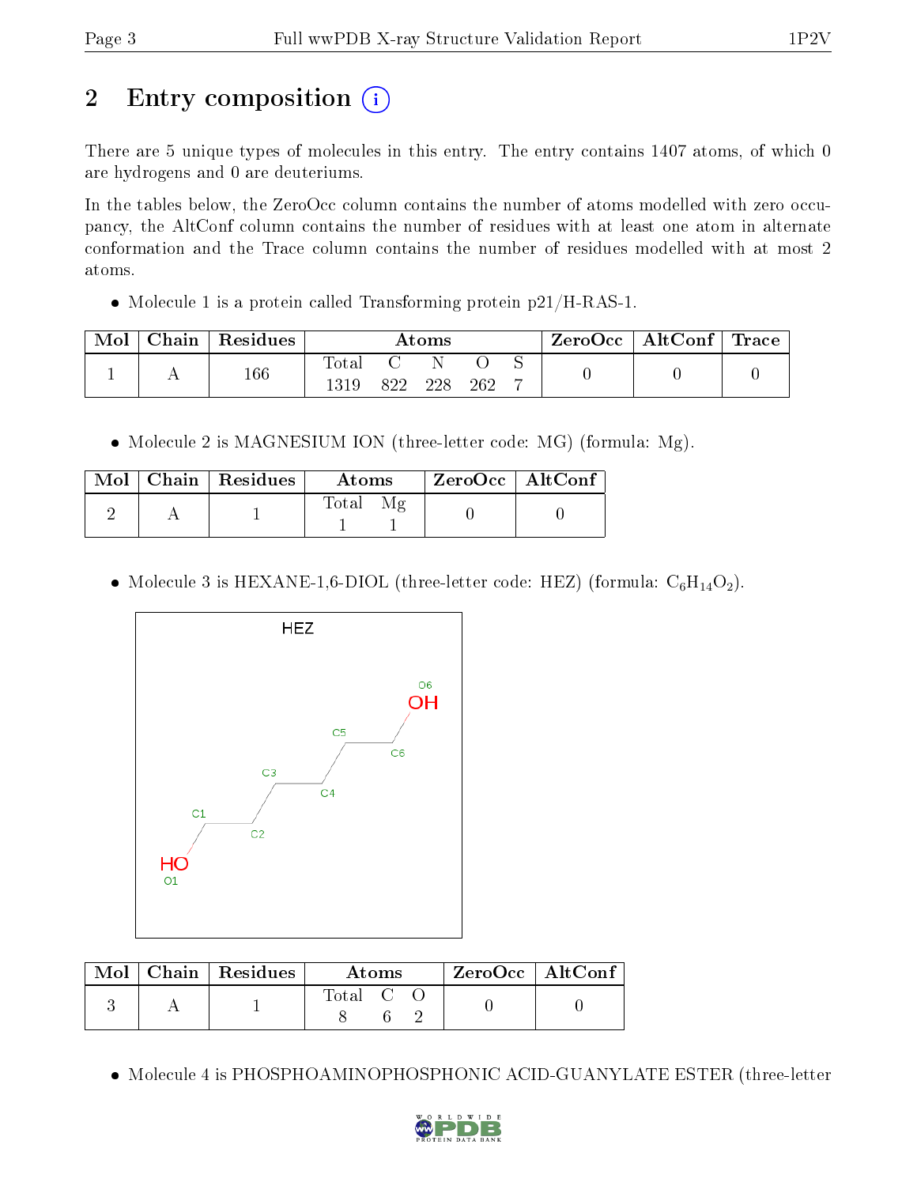## 2 Entry composition

There are 5 unique types of molecules in this entry. The entry contains 1407 atoms, of which 0 are hydrogens and 0 are deuteriums.

In the tables below, the ZeroOcc column contains the number of atoms modelled with zero occupancy, the AltConf column contains the number of residues with at least one atom in alternate conformation and the Trace column contains the number of residues modelled with at most 2 atoms.

- Molecule 1 is a protein called Transforming protein p21/H-RAS-1.

| Mol | Chain | Residues | Atoms | | | | | ZeroOcc | AltConf | Trace |
|---|---|---|---|---|---|---|---|---|---|---|
| 1 | A | 166 | Total<br>1319 | C<br>822 | N<br>228 | O<br>262 | S<br>7 | 0 | 0 | 0 |

- Molecule 2 is MAGNESIUM ION (three-letter code: MG) (formula: Mg).

| Mol | Chain | Residues | Atoms | | ZeroOcc | AltConf |
|---|---|---|---|---|---|---|
| 2 | A | 1 | Total<br>1 | Mg<br>1 | 0 | 0 |

- Molecule 3 is HEXANE-1,6-DIOL (three-letter code: HEZ) (formula: $C_6H_{14}O_2$).

| Mol | Chain | Residues | Atoms | | | ZeroOcc | AltConf |
|---|---|---|---|---|---|---|---|
| 3 | A | 1 | Total<br>8 | C<br>6 | O<br>2 | 0 | 0 |

- Molecule 4 is PHOSPHOAMINOPHOSPHONIC ACID-GUANYLATE ESTER (three-letter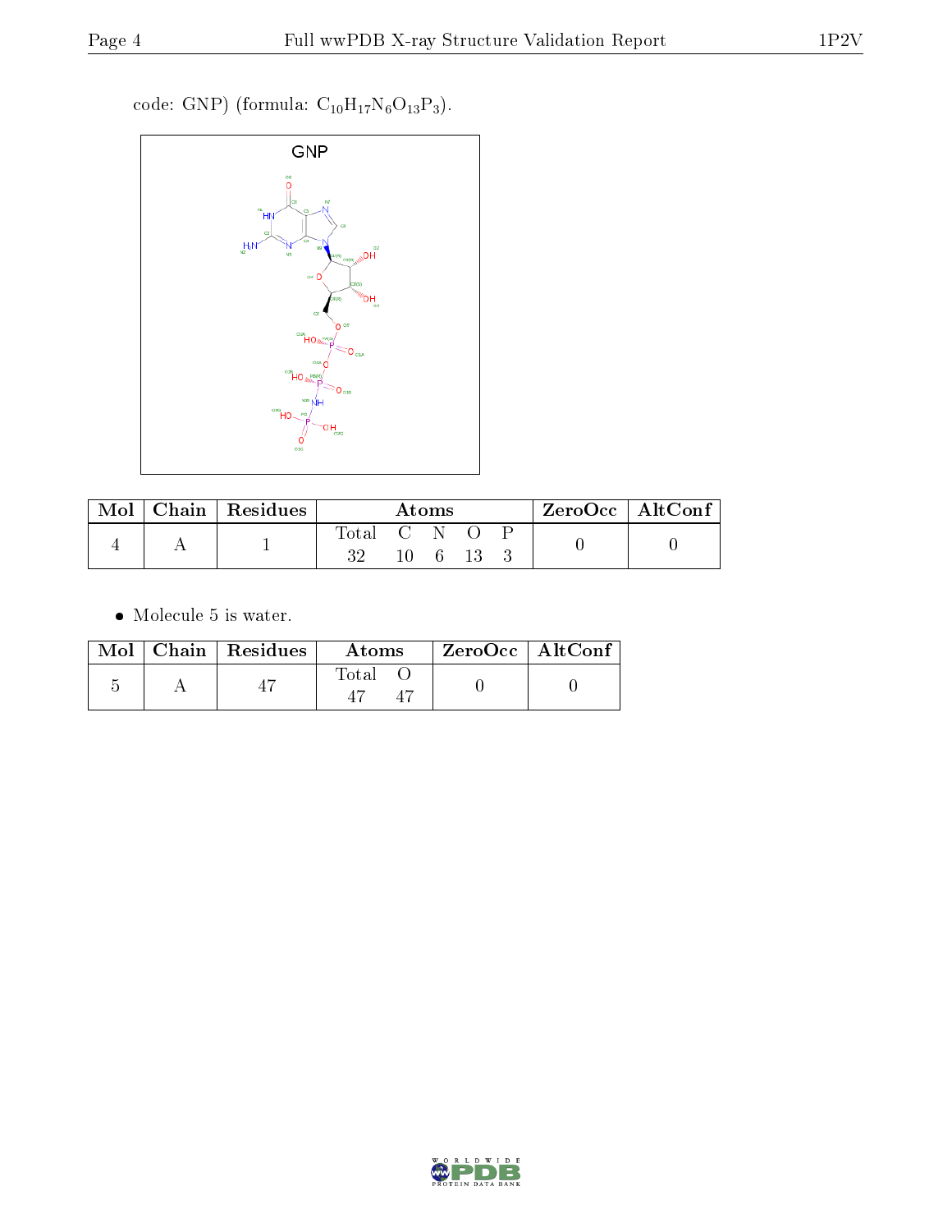code: GNP) (formula: $C_{10}H_{17}N_6O_{13}P_3$).

| Mol | Chain | Residues | Atoms | | | | | ZeroOcc | AltConf |
|---|---|---|---|---|---|---|---|---|---|
| | | | Total | C | N | O | P | | |
| 4 | A | 1 | 32 | 10 | 6 | 13 | 3 | 0 | 0 |

- Molecule 5 is water.

| Mol | Chain | Residues | Atoms | | ZeroOcc | AltConf |
|---|---|---|---|---|---|---|
| | | | Total | O | | |
| 5 | A | 47 | 47 | 47 | 0 | 0 |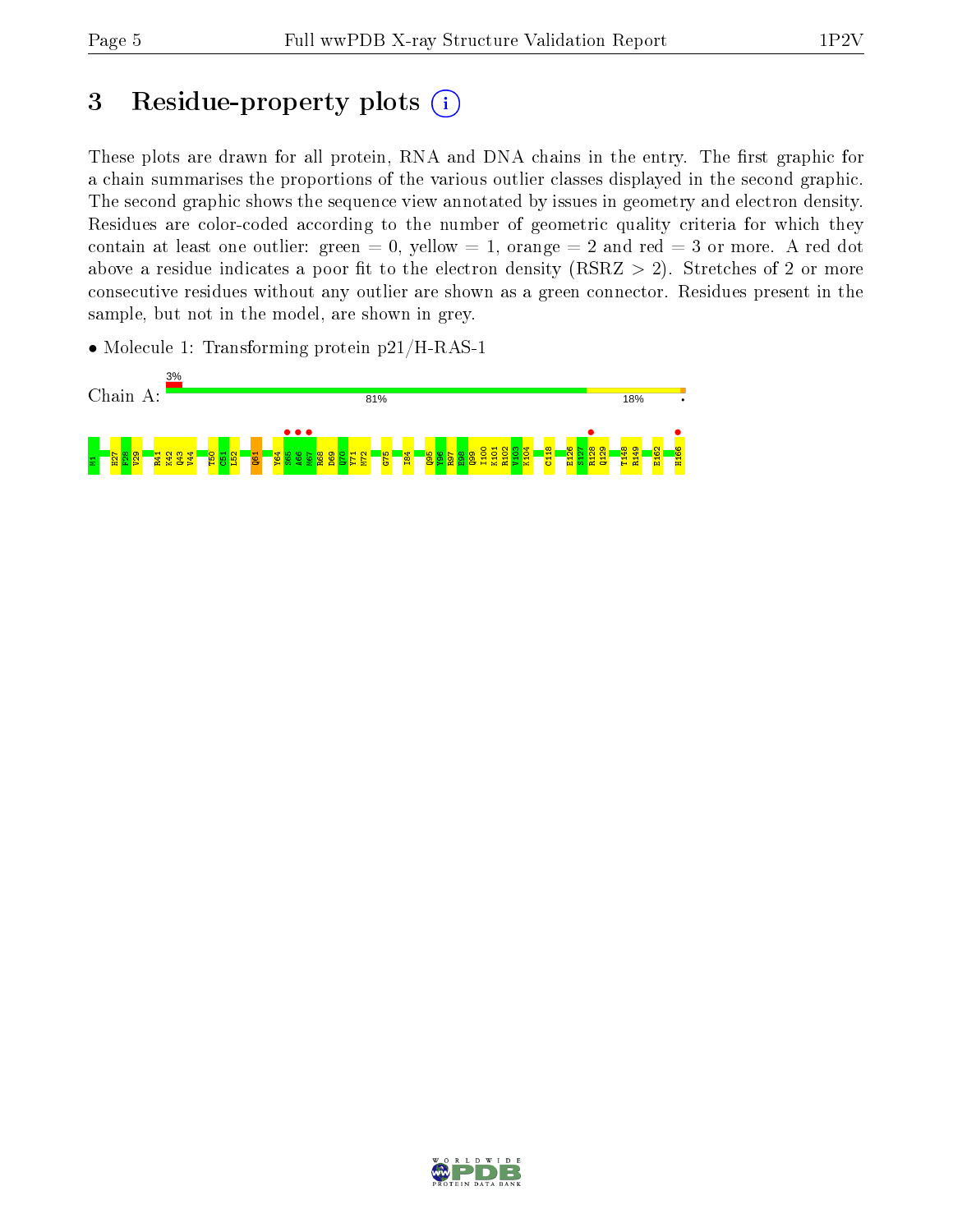# 3 Residue-property plots

These plots are drawn for all protein, RNA and DNA chains in the entry. The first graphic for a chain summarises the proportions of the various outlier classes displayed in the second graphic. The second graphic shows the sequence view annotated by issues in geometry and electron density. Residues are color-coded according to the number of geometric quality criteria for which they contain at least one outlier: green = 0, yellow = 1, orange = 2 and red = 3 or more. A red dot above a residue indicates a poor fit to the electron density (RSRZ > 2). Stretches of 2 or more consecutive residues without any outlier are shown as a green connector. Residues present in the sample, but not in the model, are shown in grey.

- Molecule 1: Transforming protein p21/H-RAS-1

Chain A: 3% | 81% | 18% | •

M1 H27 F28 V29 R41 K42 Q43 V44 T50 C51 L52 Q61 Y64 S65 A66 M67 R68 D69 Q70 Y71 M72 G75 I84 Q95 Y96 R97 E98 Q99 I100 K101 R102 V103 K104 C118 E126 S127 R128 Q129 T148 R149 E162 H166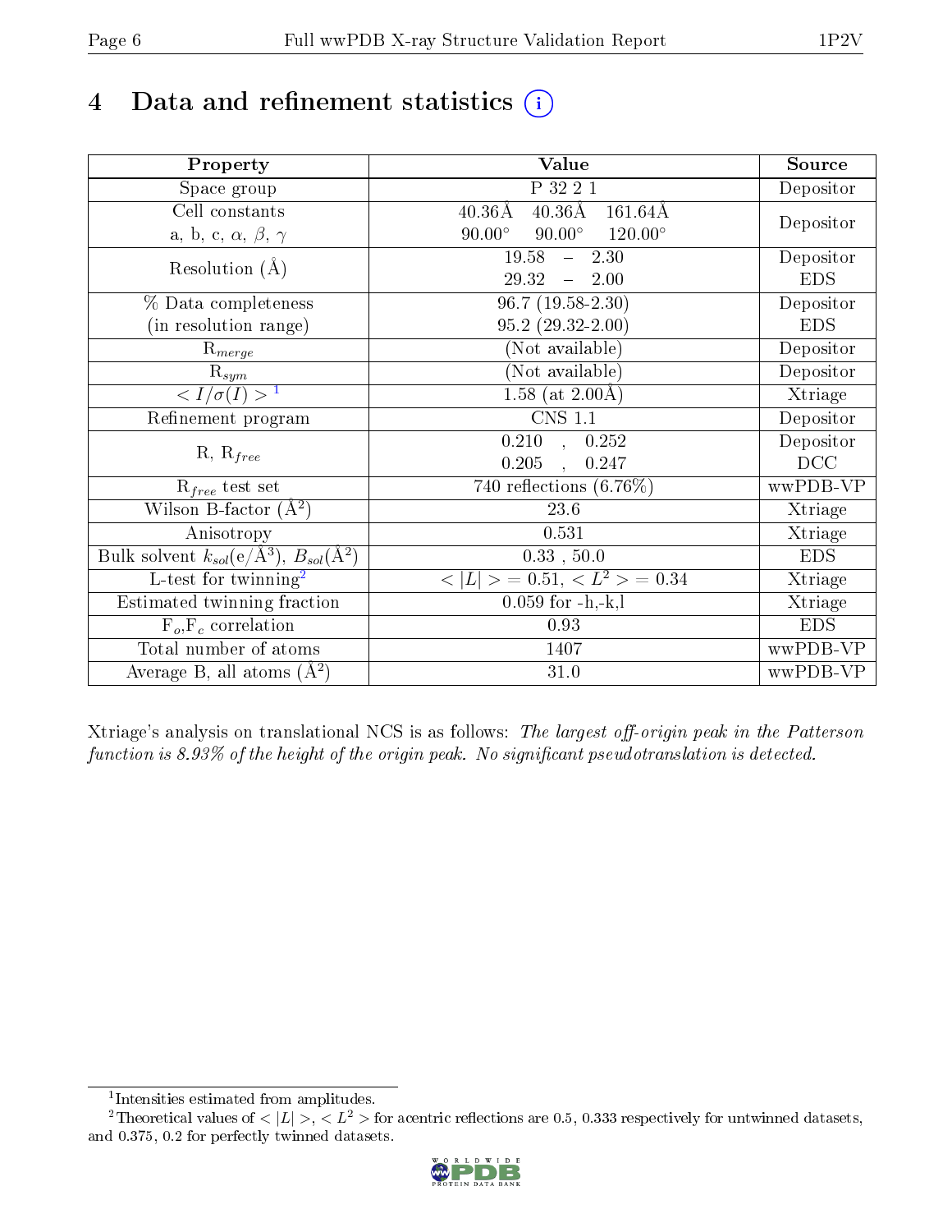# 4 Data and refinement statistics

| Property | Value | Source |
|---|---|---|
| Space group | P 32 2 1 | Depositor |
| Cell constants<br>a, b, c, $\alpha$, $\beta$, $\gamma$ | 40.36Å 40.36Å 161.64Å<br>90.00° 90.00° 120.00° | Depositor |
| Resolution (Å) | 19.58 – 2.30<br>29.32 – 2.00 | Depositor<br>EDS |
| % Data completeness<br>(in resolution range) | 96.7 (19.58-2.30)<br>95.2 (29.32-2.00) | Depositor<br>EDS |
| $R_{merge}$ | (Not available) | Depositor |
| $R_{sym}$ | (Not available) | Depositor |
| $< I/\sigma(I) >$ [1] | 1.58 (at 2.00Å) | Xtriage |
| Refinement program | CNS 1.1 | Depositor |
| R, $R_{free}$ | 0.210 , 0.252<br>0.205 , 0.247 | Depositor<br>DCC |
| $R_{free}$ test set | 740 reflections (6.76%) | wwPDB-VP |
| Wilson B-factor (Å$^2$) | 23.6 | Xtriage |
| Anisotropy | 0.531 | Xtriage |
| Bulk solvent $k_{sol}$(e/Å$^3$), $B_{sol}$(Å$^2$) | 0.33 , 50.0 | EDS |
| L-test for twinning[2] | $< \|L\| >$ = 0.51, $< L^2 >$ = 0.34 | Xtriage |
| Estimated twinning fraction | 0.059 for -h,-k,l | Xtriage |
| $F_o$,$F_c$ correlation | 0.93 | EDS |
| Total number of atoms | 1407 | wwPDB-VP |
| Average B, all atoms (Å$^2$) | 31.0 | wwPDB-VP |

Xtriage's analysis on translational NCS is as follows: *The largest off-origin peak in the Patterson function is 8.93% of the height of the origin peak. No significant pseudotranslation is detected.*

[1] Intensities estimated from amplitudes.

[2] Theoretical values of $< |L| >$, $< L^2 >$ for acentric reflections are 0.5, 0.333 respectively for untwinned datasets, and 0.375, 0.2 for perfectly twinned datasets.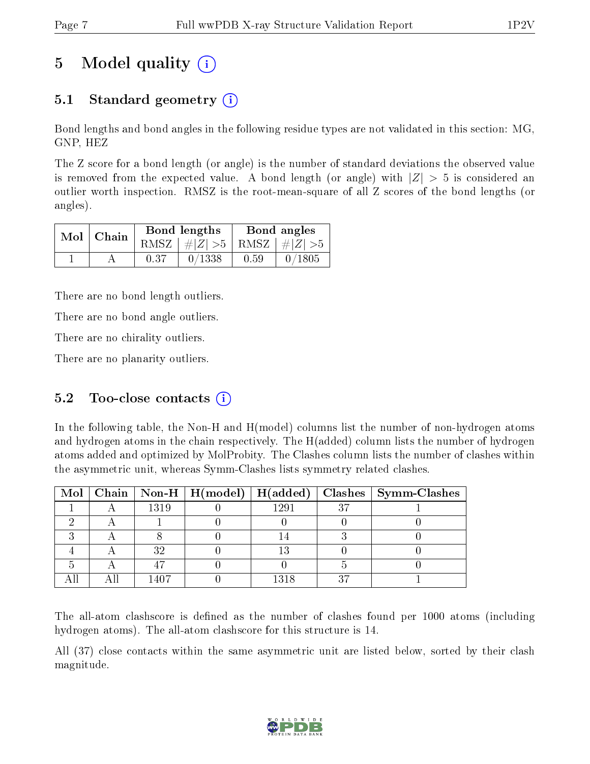# 5 Model quality (i)

## 5.1 Standard geometry (i)

Bond lengths and bond angles in the following residue types are not validated in this section: MG, GNP, HEZ

The Z score for a bond length (or angle) is the number of standard deviations the observed value is removed from the expected value. A bond length (or angle) with $|Z| > 5$ is considered an outlier worth inspection. RMSZ is the root-mean-square of all Z scores of the bond lengths (or angles).

| Mol | Chain | Bond lengths | | Bond angles | |
|---|---|---|---|---|---|
| | | RMSZ | $\#\|Z\| > 5$ | RMSZ | $\#\|Z\| > 5$ |
| 1 | A | 0.37 | 0/1338 | 0.59 | 0/1805 |

There are no bond length outliers.

There are no bond angle outliers.

There are no chirality outliers.

There are no planarity outliers.

## 5.2 Too-close contacts (i)

In the following table, the Non-H and H(model) columns list the number of non-hydrogen atoms and hydrogen atoms in the chain respectively. The H(added) column lists the number of hydrogen atoms added and optimized by MolProbity. The Clashes column lists the number of clashes within the asymmetric unit, whereas Symm-Clashes lists symmetry related clashes.

| Mol | Chain | Non-H | H(model) | H(added) | Clashes | Symm-Clashes |
|---|---|---|---|---|---|---|
| 1 | A | 1319 | 0 | 1291 | 37 | 1 |
| 2 | A | 1 | 0 | 0 | 0 | 0 |
| 3 | A | 8 | 0 | 14 | 3 | 0 |
| 4 | A | 32 | 0 | 13 | 0 | 0 |
| 5 | A | 47 | 0 | 0 | 5 | 0 |
| All | All | 1407 | 0 | 1318 | 37 | 1 |

The all-atom clashscore is defined as the number of clashes found per 1000 atoms (including hydrogen atoms). The all-atom clashscore for this structure is 14.

All (37) close contacts within the same asymmetric unit are listed below, sorted by their clash magnitude.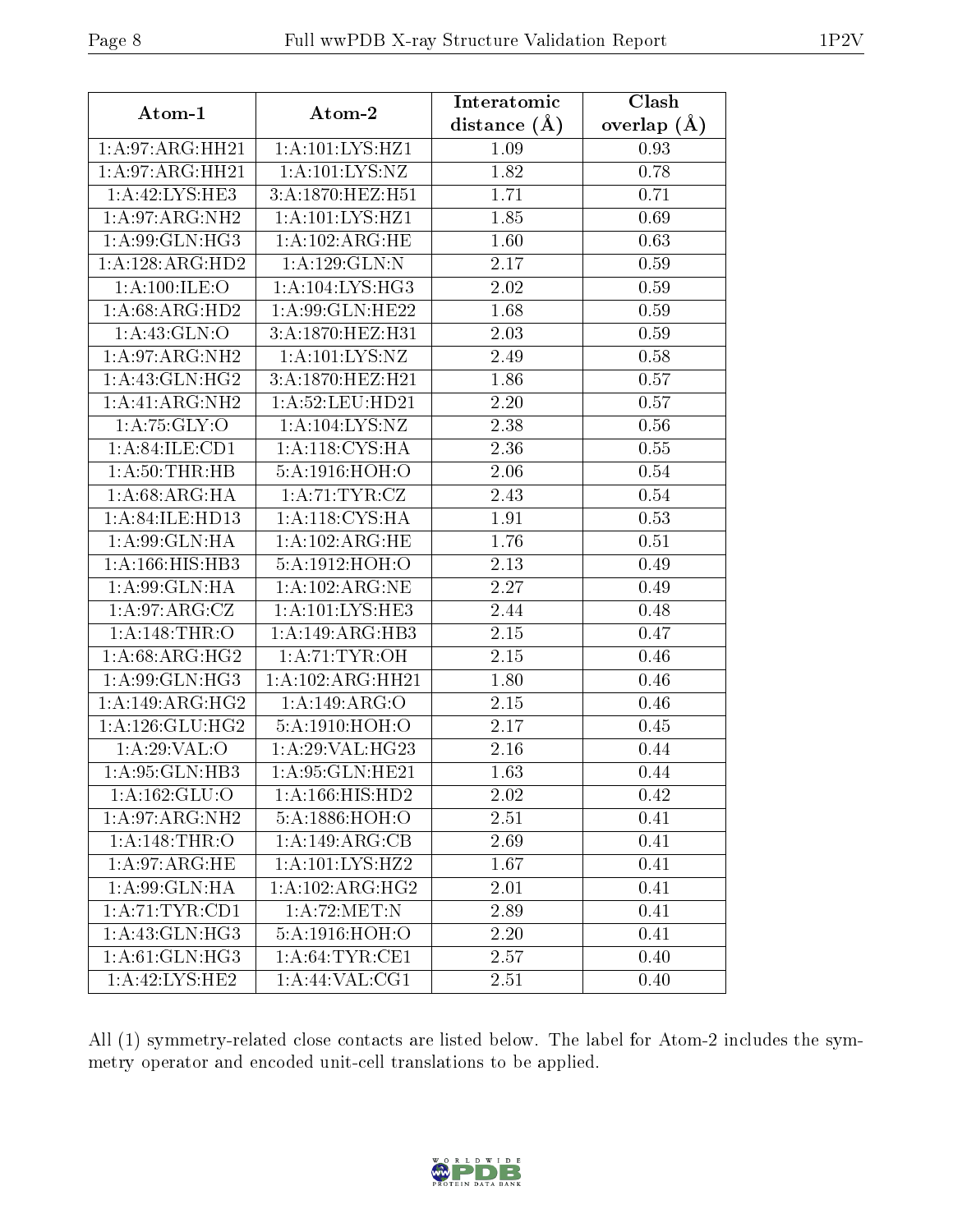| Atom-1 | Atom-2 | Interatomic distance (Å) | Clash overlap (Å) |
|---|---|---|---|
| 1:A:97:ARG:HH21 | 1:A:101:LYS:HZ1 | 1.09 | 0.93 |
| 1:A:97:ARG:HH21 | 1:A:101:LYS:NZ | 1.82 | 0.78 |
| 1:A:42:LYS:HE3 | 3:A:1870:HEZ:H51 | 1.71 | 0.71 |
| 1:A:97:ARG:NH2 | 1:A:101:LYS:HZ1 | 1.85 | 0.69 |
| 1:A:99:GLN:HG3 | 1:A:102:ARG:HE | 1.60 | 0.63 |
| 1:A:128:ARG:HD2 | 1:A:129:GLN:N | 2.17 | 0.59 |
| 1:A:100:ILE:O | 1:A:104:LYS:HG3 | 2.02 | 0.59 |
| 1:A:68:ARG:HD2 | 1:A:99:GLN:HE22 | 1.68 | 0.59 |
| 1:A:43:GLN:O | 3:A:1870:HEZ:H31 | 2.03 | 0.59 |
| 1:A:97:ARG:NH2 | 1:A:101:LYS:NZ | 2.49 | 0.58 |
| 1:A:43:GLN:HG2 | 3:A:1870:HEZ:H21 | 1.86 | 0.57 |
| 1:A:41:ARG:NH2 | 1:A:52:LEU:HD21 | 2.20 | 0.57 |
| 1:A:75:GLY:O | 1:A:104:LYS:NZ | 2.38 | 0.56 |
| 1:A:84:ILE:CD1 | 1:A:118:CYS:HA | 2.36 | 0.55 |
| 1:A:50:THR:HB | 5:A:1916:HOH:O | 2.06 | 0.54 |
| 1:A:68:ARG:HA | 1:A:71:TYR:CZ | 2.43 | 0.54 |
| 1:A:84:ILE:HD13 | 1:A:118:CYS:HA | 1.91 | 0.53 |
| 1:A:99:GLN:HA | 1:A:102:ARG:HE | 1.76 | 0.51 |
| 1:A:166:HIS:HB3 | 5:A:1912:HOH:O | 2.13 | 0.49 |
| 1:A:99:GLN:HA | 1:A:102:ARG:NE | 2.27 | 0.49 |
| 1:A:97:ARG:CZ | 1:A:101:LYS:HE3 | 2.44 | 0.48 |
| 1:A:148:THR:O | 1:A:149:ARG:HB3 | 2.15 | 0.47 |
| 1:A:68:ARG:HG2 | 1:A:71:TYR:OH | 2.15 | 0.46 |
| 1:A:99:GLN:HG3 | 1:A:102:ARG:HH21 | 1.80 | 0.46 |
| 1:A:149:ARG:HG2 | 1:A:149:ARG:O | 2.15 | 0.46 |
| 1:A:126:GLU:HG2 | 5:A:1910:HOH:O | 2.17 | 0.45 |
| 1:A:29:VAL:O | 1:A:29:VAL:HG23 | 2.16 | 0.44 |
| 1:A:95:GLN:HB3 | 1:A:95:GLN:HE21 | 1.63 | 0.44 |
| 1:A:162:GLU:O | 1:A:166:HIS:HD2 | 2.02 | 0.42 |
| 1:A:97:ARG:NH2 | 5:A:1886:HOH:O | 2.51 | 0.41 |
| 1:A:148:THR:O | 1:A:149:ARG:CB | 2.69 | 0.41 |
| 1:A:97:ARG:HE | 1:A:101:LYS:HZ2 | 1.67 | 0.41 |
| 1:A:99:GLN:HA | 1:A:102:ARG:HG2 | 2.01 | 0.41 |
| 1:A:71:TYR:CD1 | 1:A:72:MET:N | 2.89 | 0.41 |
| 1:A:43:GLN:HG3 | 5:A:1916:HOH:O | 2.20 | 0.41 |
| 1:A:61:GLN:HG3 | 1:A:64:TYR:CE1 | 2.57 | 0.40 |
| 1:A:42:LYS:HE2 | 1:A:44:VAL:CG1 | 2.51 | 0.40 |

All (1) symmetry-related close contacts are listed below. The label for Atom-2 includes the symmetry operator and encoded unit-cell translations to be applied.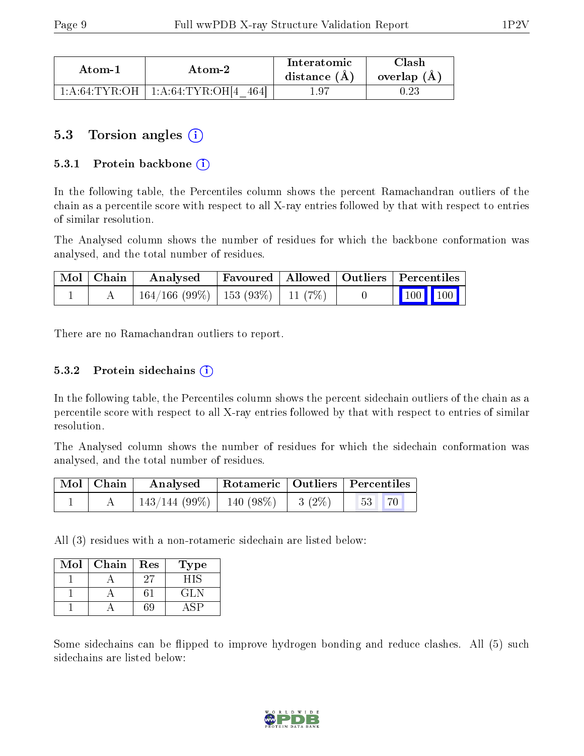| Atom-1 | Atom-2 | Interatomic distance (Å) | Clash overlap (Å) |
|---|---|---|---|
| 1:A:64:TYR:OH | 1:A:64:TYR:OH[4_464] | 1.97 | 0.23 |

## 5.3 Torsion angles (i)

### 5.3.1 Protein backbone (i)

In the following table, the Percentiles column shows the percent Ramachandran outliers of the chain as a percentile score with respect to all X-ray entries followed by that with respect to entries of similar resolution.

The Analysed column shows the number of residues for which the backbone conformation was analysed, and the total number of residues.

| Mol | Chain | Analysed | Favoured | Allowed | Outliers | Percentiles | |
|---|---|---|---|---|---|---|---|
| 1 | A | 164/166 (99%) | 153 (93%) | 11 (7%) | 0 | 100 | 100 |

There are no Ramachandran outliers to report.

### 5.3.2 Protein sidechains (i)

In the following table, the Percentiles column shows the percent sidechain outliers of the chain as a percentile score with respect to all X-ray entries followed by that with respect to entries of similar resolution.

The Analysed column shows the number of residues for which the sidechain conformation was analysed, and the total number of residues.

| Mol | Chain | Analysed | Rotameric | Outliers | Percentiles | |
|---|---|---|---|---|---|---|
| 1 | A | 143/144 (99%) | 140 (98%) | 3 (2%) | 53 | 70 |

All (3) residues with a non-rotameric sidechain are listed below:

| Mol | Chain | Res | Type |
|---|---|---|---|
| 1 | A | 27 | HIS |
| 1 | A | 61 | GLN |
| 1 | A | 69 | ASP |

Some sidechains can be flipped to improve hydrogen bonding and reduce clashes. All (5) such sidechains are listed below: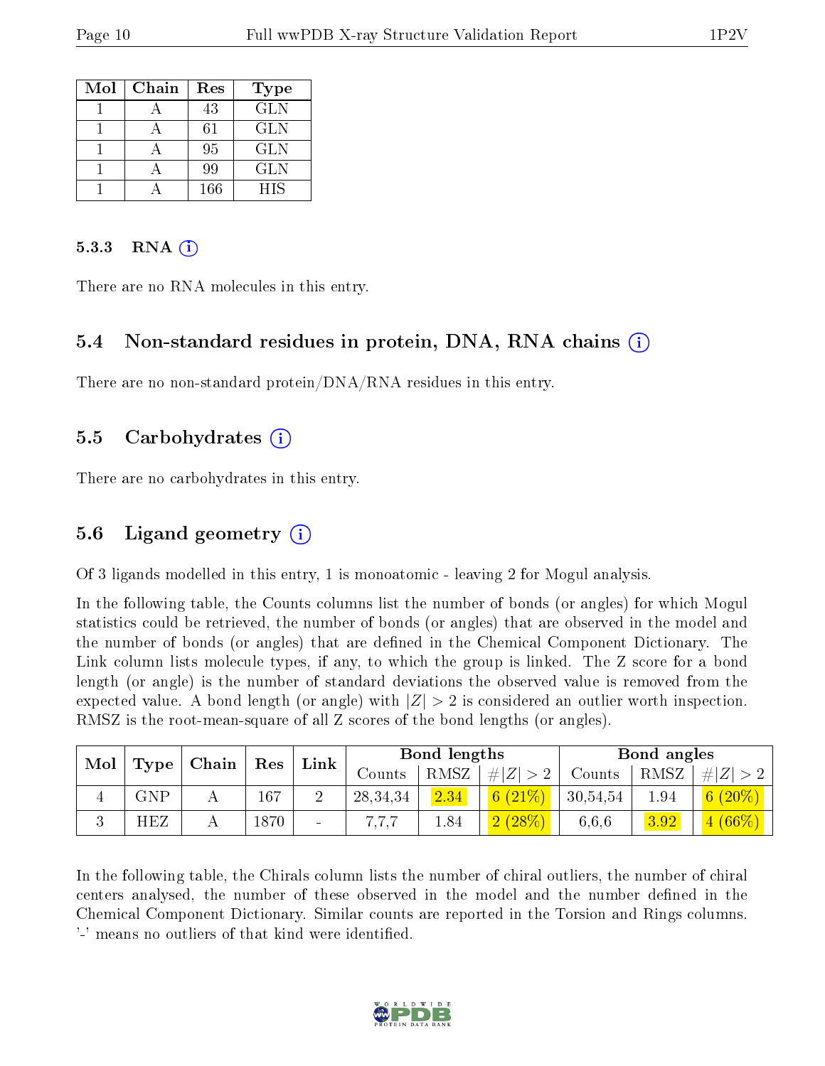| Mol | Chain | Res | Type |
|---|---|---|---|
| 1 | A | 43 | GLN |
| 1 | A | 61 | GLN |
| 1 | A | 95 | GLN |
| 1 | A | 99 | GLN |
| 1 | A | 166 | HIS |

#### 5.3.3 RNA (i)

There are no RNA molecules in this entry.

### 5.4 Non-standard residues in protein, DNA, RNA chains (i)

There are no non-standard protein/DNA/RNA residues in this entry.

### 5.5 Carbohydrates (i)

There are no carbohydrates in this entry.

### 5.6 Ligand geometry (i)

Of 3 ligands modelled in this entry, 1 is monoatomic - leaving 2 for Mogul analysis.

In the following table, the Counts columns list the number of bonds (or angles) for which Mogul statistics could be retrieved, the number of bonds (or angles) that are observed in the model and the number of bonds (or angles) that are defined in the Chemical Component Dictionary. The Link column lists molecule types, if any, to which the group is linked. The Z score for a bond length (or angle) is the number of standard deviations the observed value is removed from the expected value. A bond length (or angle) with $|Z| > 2$ is considered an outlier worth inspection. RMSZ is the root-mean-square of all Z scores of the bond lengths (or angles).

| Mol | Type | Chain | Res | Link | Bond lengths | | | Bond angles | | |
|---|---|---|---|---|---|---|---|---|---|---|
| | | | | | Counts | RMSZ | $\#\|Z\|>2$ | Counts | RMSZ | $\#\|Z\|>2$ |
| 4 | GNP | A | 167 | 2 | 28,34,34 | 2.34 | 6 (21%) | 30,54,54 | 1.94 | 6 (20%) |
| 3 | HEZ | A | 1870 | - | 7,7,7 | 1.84 | 2 (28%) | 6,6,6 | 3.92 | 4 (66%) |

In the following table, the Chirals column lists the number of chiral outliers, the number of chiral centers analysed, the number of these observed in the model and the number defined in the Chemical Component Dictionary. Similar counts are reported in the Torsion and Rings columns. '-' means no outliers of that kind were identified.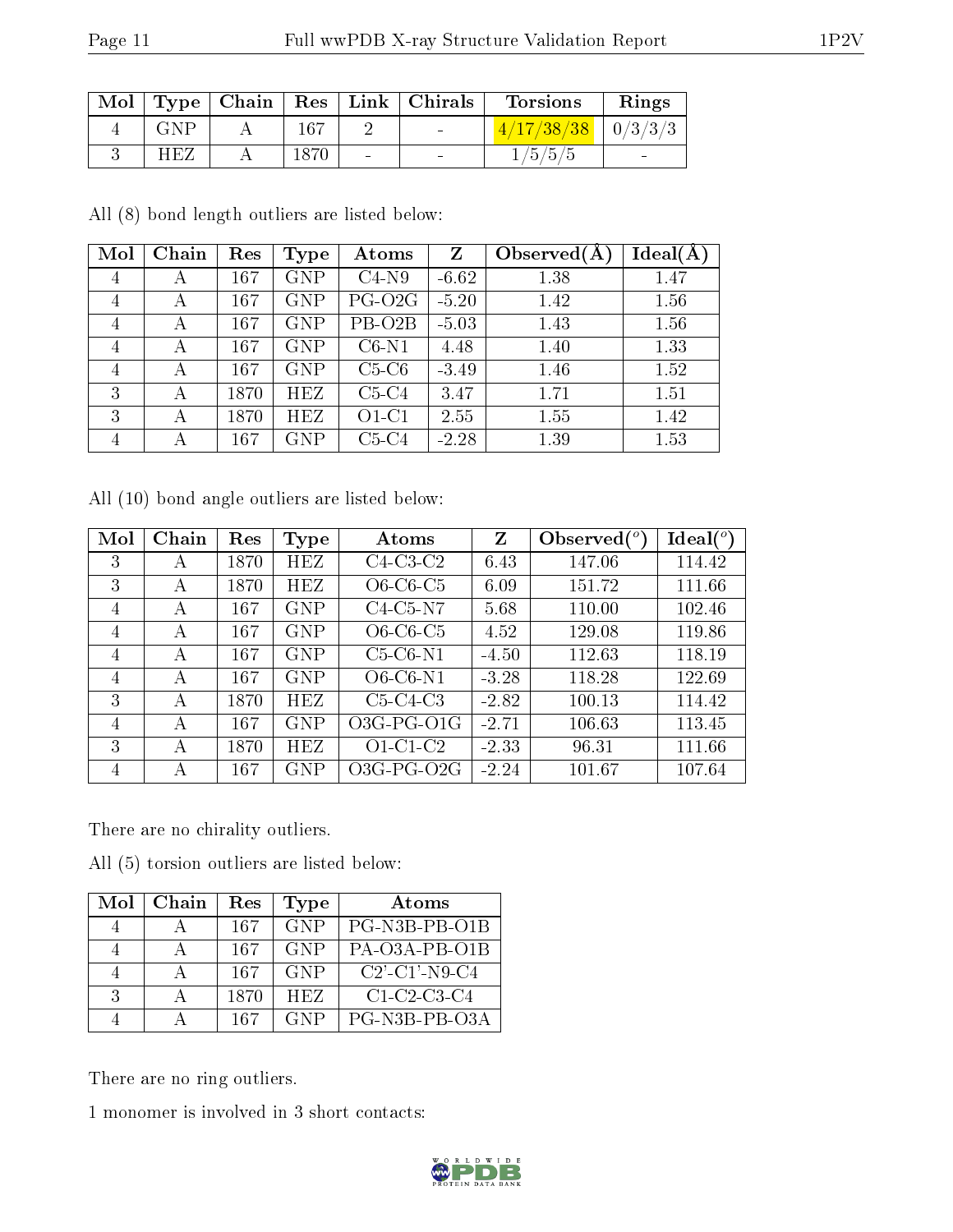| Mol | Type | Chain | Res | Link | Chirals | Torsions | Rings |
|---|---|---|---|---|---|---|---|
| 4 | GNP | A | 167 | 2 | - | 4/17/38/38 | 0/3/3/3 |
| 3 | HEZ | A | 1870 | - | - | 1/5/5/5 | - |

All (8) bond length outliers are listed below:

| Mol | Chain | Res | Type | Atoms | Z | Observed(Å) | Ideal(Å) |
|---|---|---|---|---|---|---|---|
| 4 | A | 167 | GNP | C4-N9 | -6.62 | 1.38 | 1.47 |
| 4 | A | 167 | GNP | PG-O2G | -5.20 | 1.42 | 1.56 |
| 4 | A | 167 | GNP | PB-O2B | -5.03 | 1.43 | 1.56 |
| 4 | A | 167 | GNP | C6-N1 | 4.48 | 1.40 | 1.33 |
| 4 | A | 167 | GNP | C5-C6 | -3.49 | 1.46 | 1.52 |
| 3 | A | 1870 | HEZ | C5-C4 | 3.47 | 1.71 | 1.51 |
| 3 | A | 1870 | HEZ | O1-C1 | 2.55 | 1.55 | 1.42 |
| 4 | A | 167 | GNP | C5-C4 | -2.28 | 1.39 | 1.53 |

All (10) bond angle outliers are listed below:

| Mol | Chain | Res | Type | Atoms | Z | Observed($^o$) | Ideal($^o$) |
|---|---|---|---|---|---|---|---|
| 3 | A | 1870 | HEZ | C4-C3-C2 | 6.43 | 147.06 | 114.42 |
| 3 | A | 1870 | HEZ | O6-C6-C5 | 6.09 | 151.72 | 111.66 |
| 4 | A | 167 | GNP | C4-C5-N7 | 5.68 | 110.00 | 102.46 |
| 4 | A | 167 | GNP | O6-C6-C5 | 4.52 | 129.08 | 119.86 |
| 4 | A | 167 | GNP | C5-C6-N1 | -4.50 | 112.63 | 118.19 |
| 4 | A | 167 | GNP | O6-C6-N1 | -3.28 | 118.28 | 122.69 |
| 3 | A | 1870 | HEZ | C5-C4-C3 | -2.82 | 100.13 | 114.42 |
| 4 | A | 167 | GNP | O3G-PG-O1G | -2.71 | 106.63 | 113.45 |
| 3 | A | 1870 | HEZ | O1-C1-C2 | -2.33 | 96.31 | 111.66 |
| 4 | A | 167 | GNP | O3G-PG-O2G | -2.24 | 101.67 | 107.64 |

There are no chirality outliers.

All (5) torsion outliers are listed below:

| Mol | Chain | Res | Type | Atoms |
|---|---|---|---|---|
| 4 | A | 167 | GNP | PG-N3B-PB-O1B |
| 4 | A | 167 | GNP | PA-O3A-PB-O1B |
| 4 | A | 167 | GNP | C2'-C1'-N9-C4 |
| 3 | A | 1870 | HEZ | C1-C2-C3-C4 |
| 4 | A | 167 | GNP | PG-N3B-PB-O3A |

There are no ring outliers.

1 monomer is involved in 3 short contacts: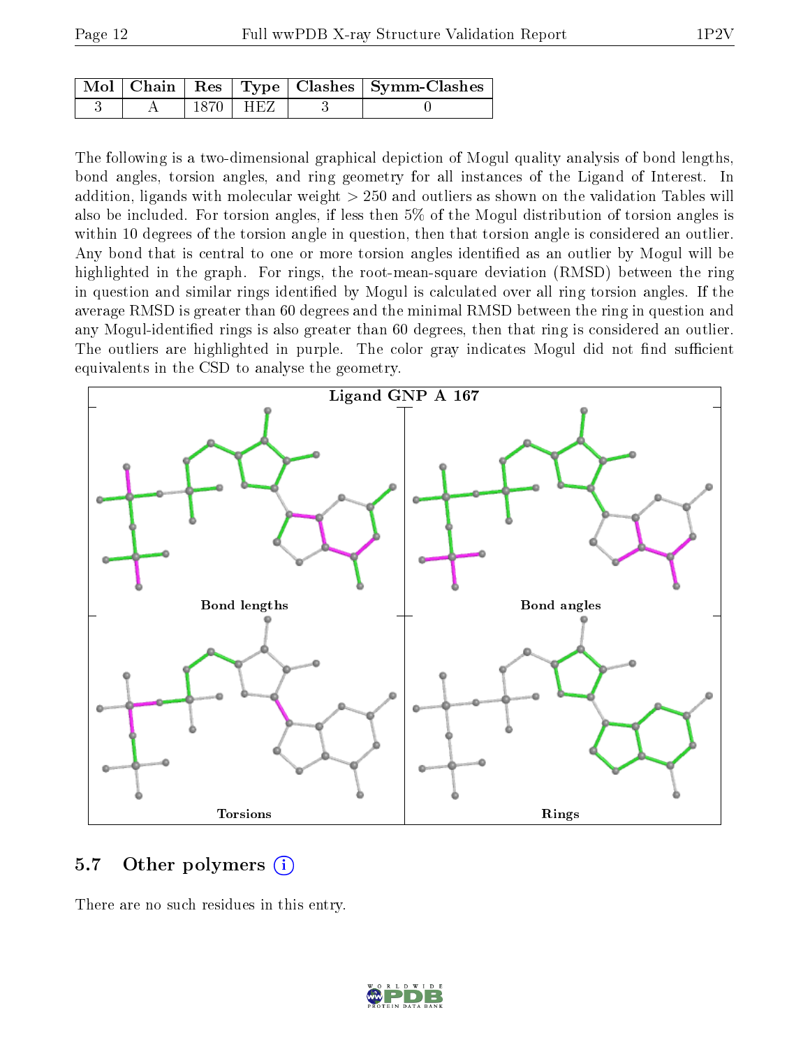| Mol | Chain | Res | Type | Clashes | Symm-Clashes |
|---|---|---|---|---|---|
| 3 | A | 1870 | HEZ | 3 | 0 |

The following is a two-dimensional graphical depiction of Mogul quality analysis of bond lengths, bond angles, torsion angles, and ring geometry for all instances of the Ligand of Interest. In addition, ligands with molecular weight > 250 and outliers as shown on the validation Tables will also be included. For torsion angles, if less then 5% of the Mogul distribution of torsion angles is within 10 degrees of the torsion angle in question, then that torsion angle is considered an outlier. Any bond that is central to one or more torsion angles identified as an outlier by Mogul will be highlighted in the graph. For rings, the root-mean-square deviation (RMSD) between the ring in question and similar rings identified by Mogul is calculated over all ring torsion angles. If the average RMSD is greater than 60 degrees and the minimal RMSD between the ring in question and any Mogul-identified rings is also greater than 60 degrees, then that ring is considered an outlier. The outliers are highlighted in purple. The color gray indicates Mogul did not find sufficient equivalents in the CSD to analyse the geometry.

Ligand GNP A 167

Bond lengths | Bond angles | Torsions | Rings

## 5.7 Other polymers

There are no such residues in this entry.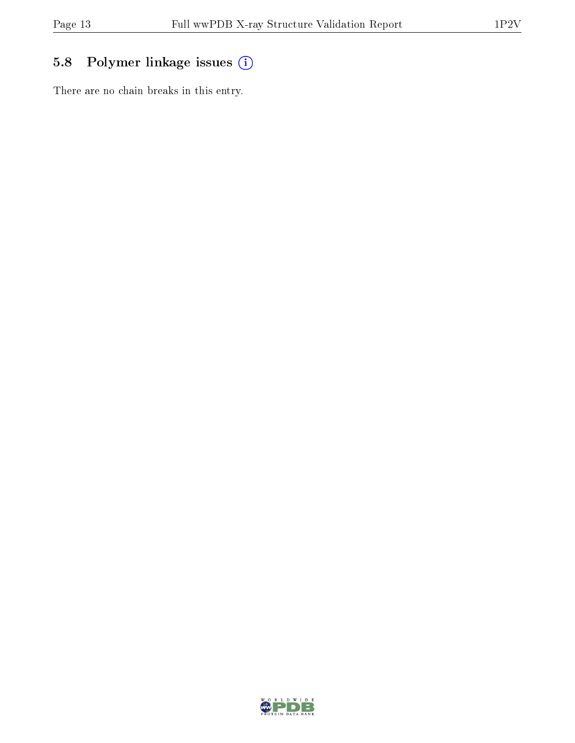## 5.8 Polymer linkage issues

There are no chain breaks in this entry.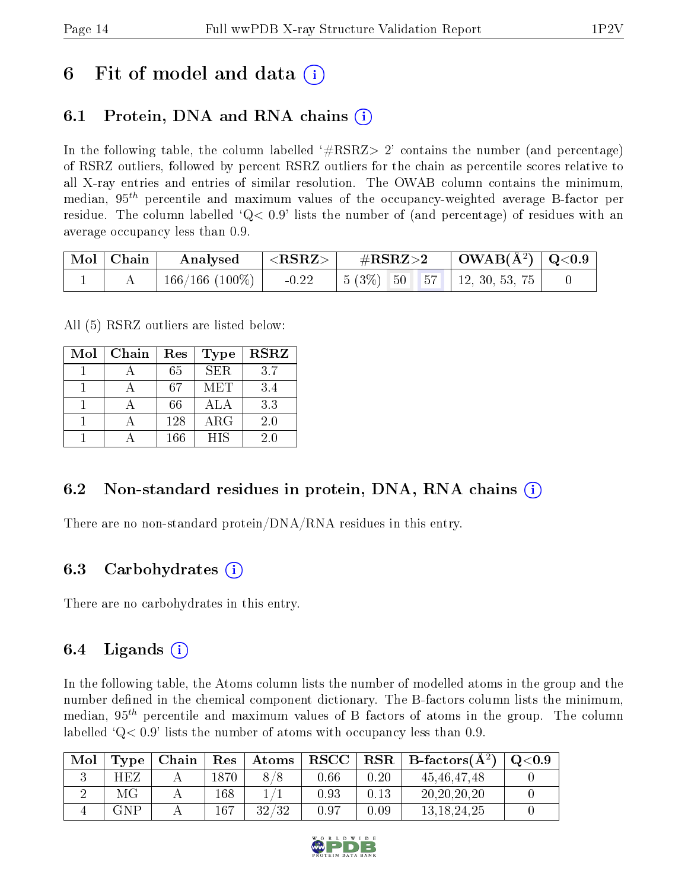# 6 Fit of model and data (i)

## 6.1 Protein, DNA and RNA chains (i)

In the following table, the column labelled '#RSRZ> 2' contains the number (and percentage) of RSRZ outliers, followed by percent RSRZ outliers for the chain as percentile scores relative to all X-ray entries and entries of similar resolution. The OWAB column contains the minimum, median, $95^{th}$ percentile and maximum values of the occupancy-weighted average B-factor per residue. The column labelled 'Q< 0.9' lists the number of (and percentage) of residues with an average occupancy less than 0.9.

| Mol | Chain | Analysed | <RSRZ> | #RSRZ>2 | | | OWAB(Å$^2$) | Q<0.9 |
|---|---|---|---|---|---|---|---|---|
| 1 | A | 166/166 (100%) | -0.22 | 5 (3%) | 50 | 57 | 12, 30, 53, 75 | 0 |

All (5) RSRZ outliers are listed below:

| Mol | Chain | Res | Type | RSRZ |
|---|---|---|---|---|
| 1 | A | 65 | SER | 3.7 |
| 1 | A | 67 | MET | 3.4 |
| 1 | A | 66 | ALA | 3.3 |
| 1 | A | 128 | ARG | 2.0 |
| 1 | A | 166 | HIS | 2.0 |

## 6.2 Non-standard residues in protein, DNA, RNA chains (i)

There are no non-standard protein/DNA/RNA residues in this entry.

## 6.3 Carbohydrates (i)

There are no carbohydrates in this entry.

## 6.4 Ligands (i)

In the following table, the Atoms column lists the number of modelled atoms in the group and the number defined in the chemical component dictionary. The B-factors column lists the minimum, median, $95^{th}$ percentile and maximum values of B factors of atoms in the group. The column labelled 'Q< 0.9' lists the number of atoms with occupancy less than 0.9.

| Mol | Type | Chain | Res | Atoms | RSCC | RSR | B-factors(Å$^2$) | Q<0.9 |
|---|---|---|---|---|---|---|---|---|
| 3 | HEZ | A | 1870 | 8/8 | 0.66 | 0.20 | 45,46,47,48 | 0 |
| 2 | MG | A | 168 | 1/1 | 0.93 | 0.13 | 20,20,20,20 | 0 |
| 4 | GNP | A | 167 | 32/32 | 0.97 | 0.09 | 13,18,24,25 | 0 |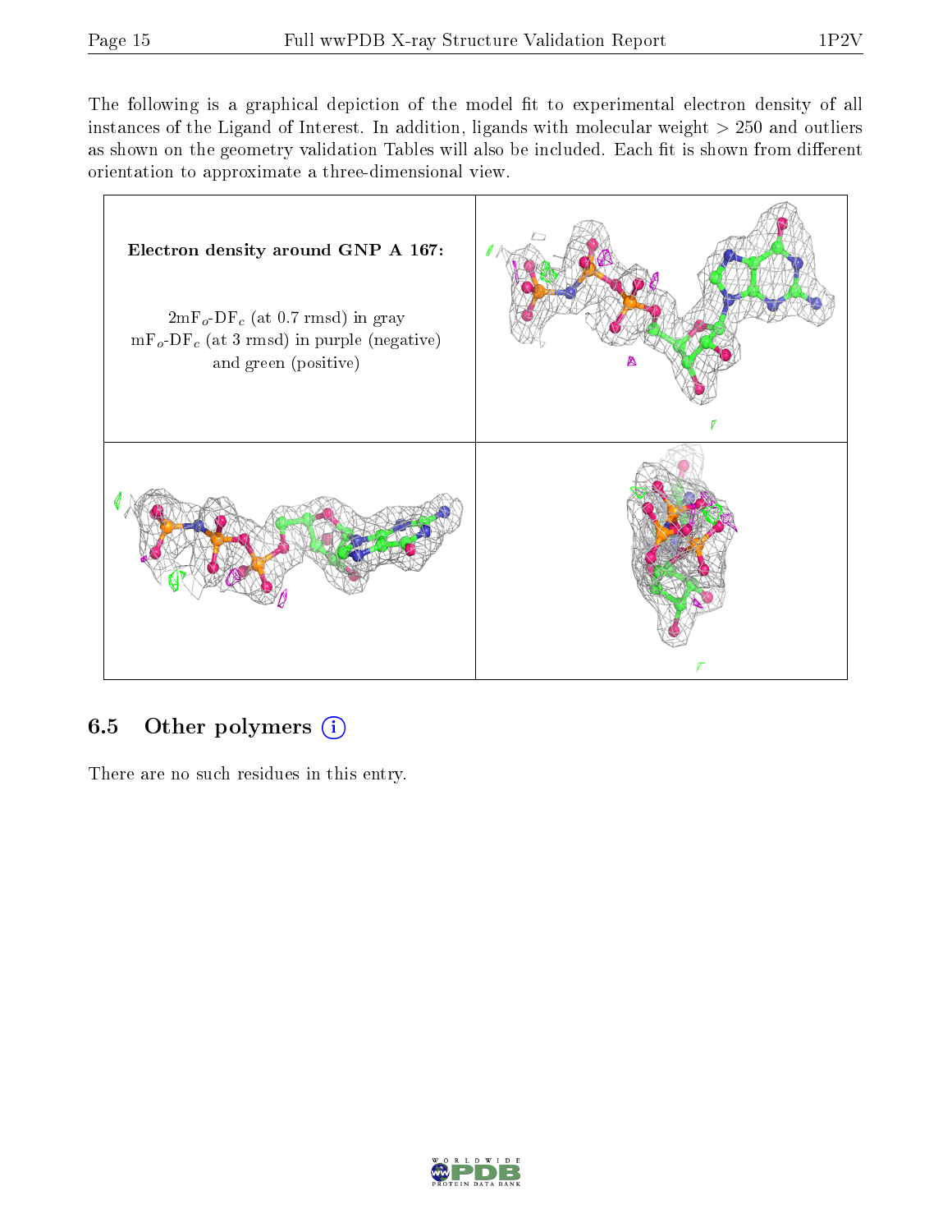The following is a graphical depiction of the model fit to experimental electron density of all instances of the Ligand of Interest. In addition, ligands with molecular weight > 250 and outliers as shown on the geometry validation Tables will also be included. Each fit is shown from different orientation to approximate a three-dimensional view.

| | |
|---|---|
| **Electron density around GNP A 167:**<br><br>$2mF_o$-$DF_c$ (at 0.7 rmsd) in gray<br>$mF_o$-$DF_c$ (at 3 rmsd) in purple (negative) and green (positive) | |
| | |

## 6.5 Other polymers

There are no such residues in this entry.